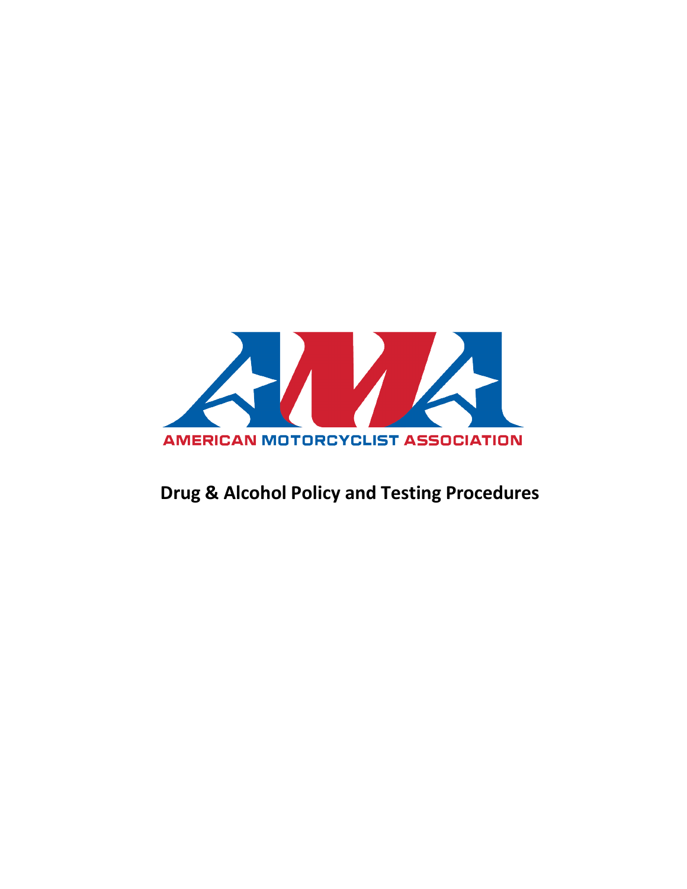AMERICAN MOTORCYCLIST ASSOCIATION

# Drug & Alcohol Policy and Testing Procedures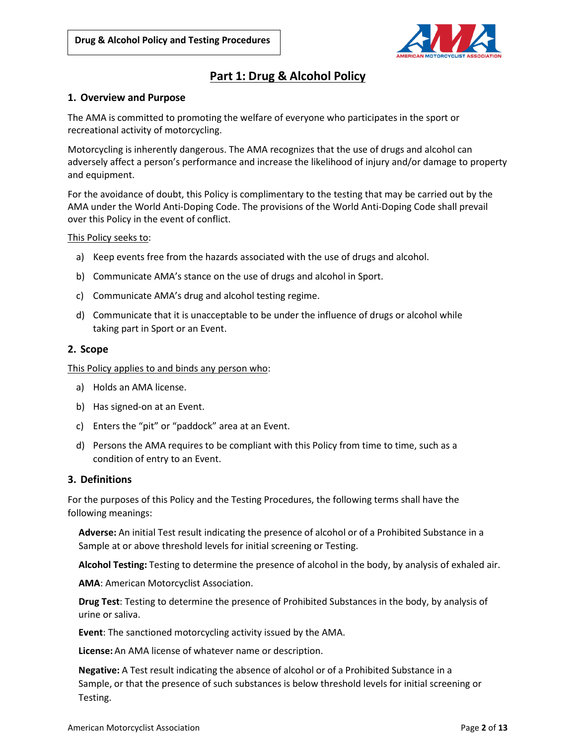## Part 1: Drug & Alcohol Policy

### 1. Overview and Purpose

The AMA is committed to promoting the welfare of everyone who participates in the sport or recreational activity of motorcycling.

Motorcycling is inherently dangerous. The AMA recognizes that the use of drugs and alcohol can adversely affect a person's performance and increase the likelihood of injury and/or damage to property and equipment.

For the avoidance of doubt, this Policy is complimentary to the testing that may be carried out by the AMA under the World Anti-Doping Code. The provisions of the World Anti-Doping Code shall prevail over this Policy in the event of conflict.

This Policy seeks to:

a) Keep events free from the hazards associated with the use of drugs and alcohol.

b) Communicate AMA's stance on the use of drugs and alcohol in Sport.

c) Communicate AMA's drug and alcohol testing regime.

d) Communicate that it is unacceptable to be under the influence of drugs or alcohol while taking part in Sport or an Event.

### 2. Scope

This Policy applies to and binds any person who:

a) Holds an AMA license.

b) Has signed-on at an Event.

c) Enters the "pit" or "paddock" area at an Event.

d) Persons the AMA requires to be compliant with this Policy from time to time, such as a condition of entry to an Event.

### 3. Definitions

For the purposes of this Policy and the Testing Procedures, the following terms shall have the following meanings:

**Adverse:** An initial Test result indicating the presence of alcohol or of a Prohibited Substance in a Sample at or above threshold levels for initial screening or Testing.

**Alcohol Testing:** Testing to determine the presence of alcohol in the body, by analysis of exhaled air.

**AMA**: American Motorcyclist Association.

**Drug Test**: Testing to determine the presence of Prohibited Substances in the body, by analysis of urine or saliva.

**Event**: The sanctioned motorcycling activity issued by the AMA.

**License:** An AMA license of whatever name or description.

**Negative:** A Test result indicating the absence of alcohol or of a Prohibited Substance in a Sample, or that the presence of such substances is below threshold levels for initial screening or Testing.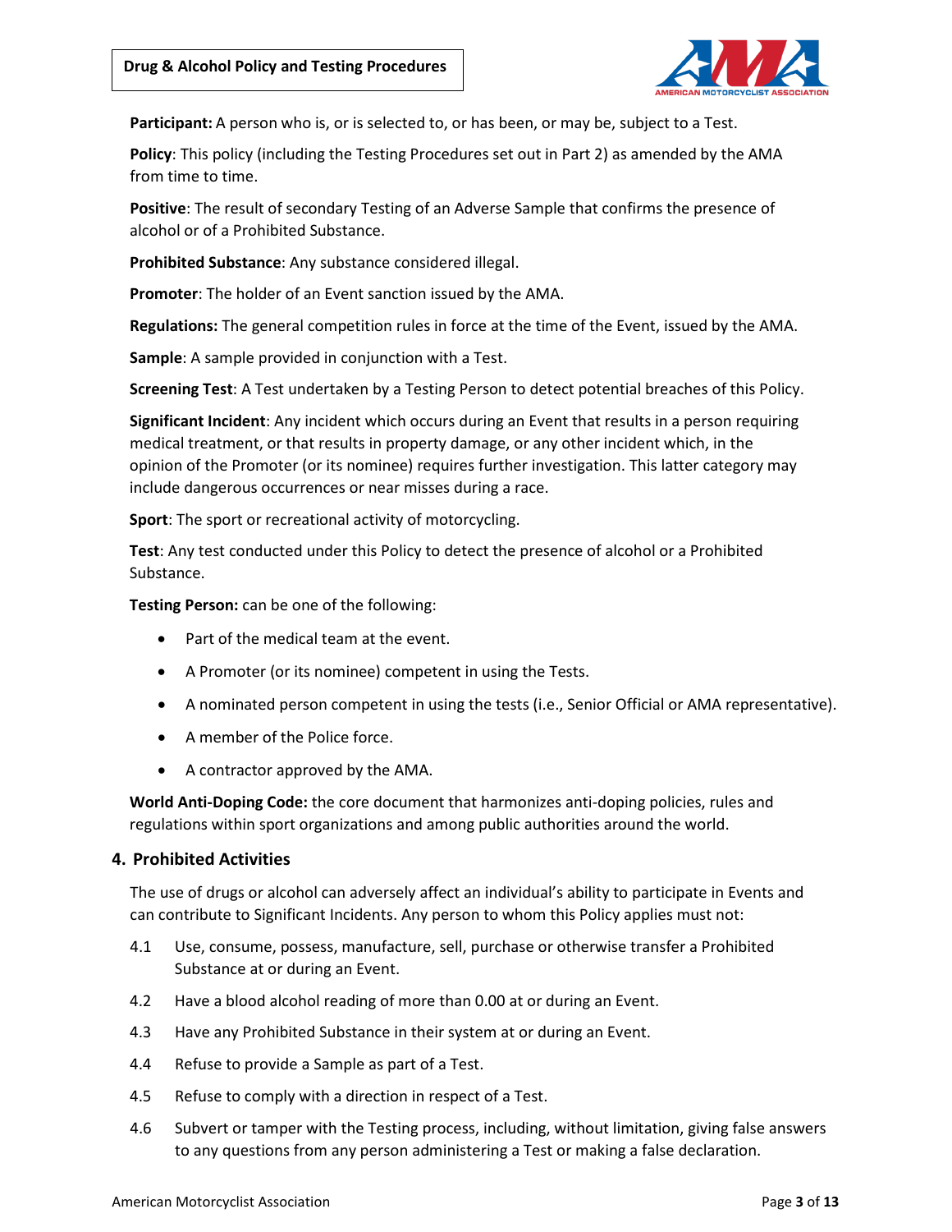**Participant:** A person who is, or is selected to, or has been, or may be, subject to a Test.

**Policy**: This policy (including the Testing Procedures set out in Part 2) as amended by the AMA from time to time.

**Positive**: The result of secondary Testing of an Adverse Sample that confirms the presence of alcohol or of a Prohibited Substance.

**Prohibited Substance**: Any substance considered illegal.

**Promoter**: The holder of an Event sanction issued by the AMA.

**Regulations:** The general competition rules in force at the time of the Event, issued by the AMA.

**Sample**: A sample provided in conjunction with a Test.

**Screening Test**: A Test undertaken by a Testing Person to detect potential breaches of this Policy.

**Significant Incident**: Any incident which occurs during an Event that results in a person requiring medical treatment, or that results in property damage, or any other incident which, in the opinion of the Promoter (or its nominee) requires further investigation. This latter category may include dangerous occurrences or near misses during a race.

**Sport**: The sport or recreational activity of motorcycling.

**Test**: Any test conducted under this Policy to detect the presence of alcohol or a Prohibited Substance.

**Testing Person:** can be one of the following:

- Part of the medical team at the event.
- A Promoter (or its nominee) competent in using the Tests.
- A nominated person competent in using the tests (i.e., Senior Official or AMA representative).
- A member of the Police force.
- A contractor approved by the AMA.

**World Anti-Doping Code:** the core document that harmonizes anti-doping policies, rules and regulations within sport organizations and among public authorities around the world.

## 4. Prohibited Activities

The use of drugs or alcohol can adversely affect an individual's ability to participate in Events and can contribute to Significant Incidents. Any person to whom this Policy applies must not:

4.1 Use, consume, possess, manufacture, sell, purchase or otherwise transfer a Prohibited Substance at or during an Event.

4.2 Have a blood alcohol reading of more than 0.00 at or during an Event.

4.3 Have any Prohibited Substance in their system at or during an Event.

4.4 Refuse to provide a Sample as part of a Test.

4.5 Refuse to comply with a direction in respect of a Test.

4.6 Subvert or tamper with the Testing process, including, without limitation, giving false answers to any questions from any person administering a Test or making a false declaration.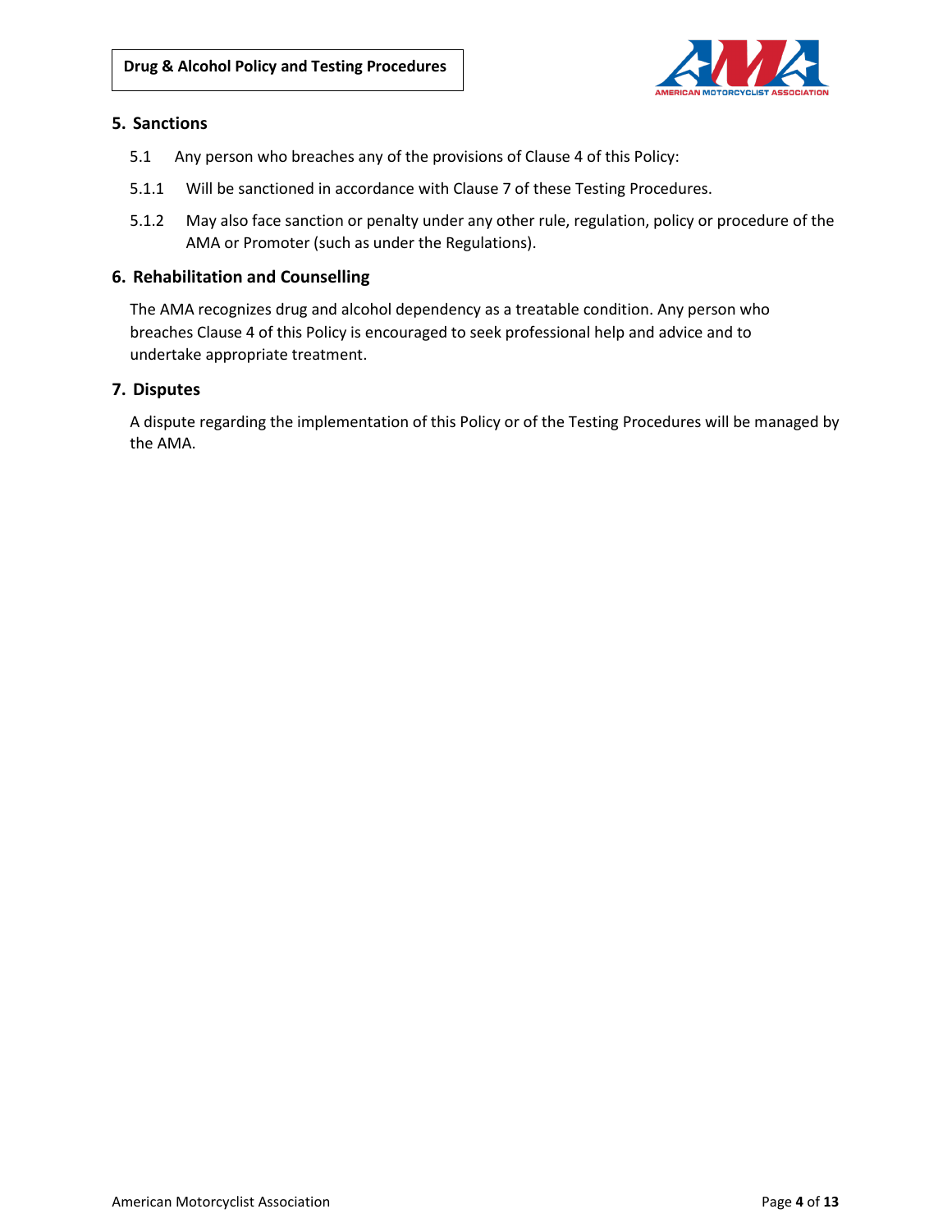## 5. Sanctions

5.1 Any person who breaches any of the provisions of Clause 4 of this Policy:

5.1.1 Will be sanctioned in accordance with Clause 7 of these Testing Procedures.

5.1.2 May also face sanction or penalty under any other rule, regulation, policy or procedure of the AMA or Promoter (such as under the Regulations).

## 6. Rehabilitation and Counselling

The AMA recognizes drug and alcohol dependency as a treatable condition. Any person who breaches Clause 4 of this Policy is encouraged to seek professional help and advice and to undertake appropriate treatment.

## 7. Disputes

A dispute regarding the implementation of this Policy or of the Testing Procedures will be managed by the AMA.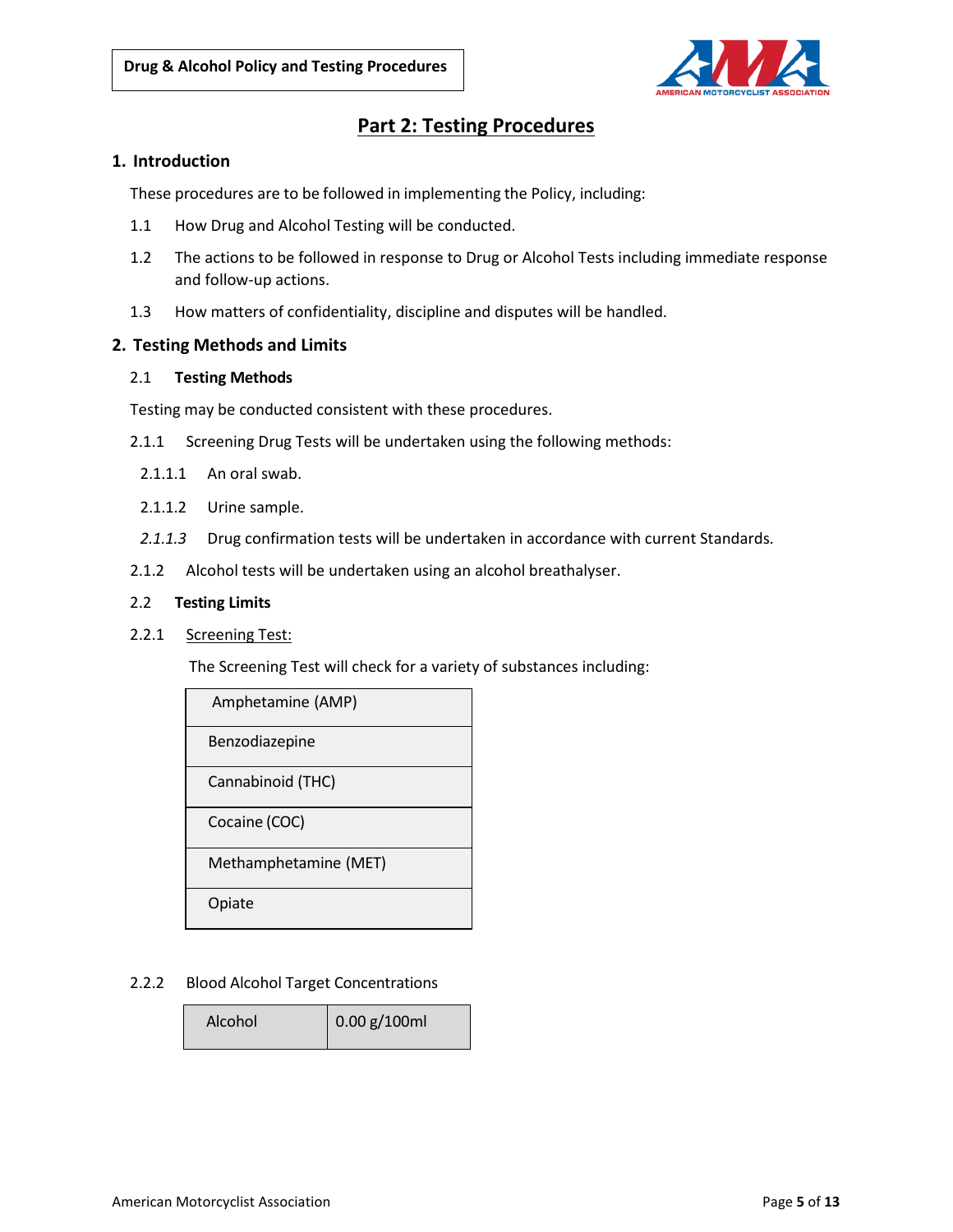## Part 2: Testing Procedures

### 1. Introduction

These procedures are to be followed in implementing the Policy, including:

1.1 How Drug and Alcohol Testing will be conducted.

1.2 The actions to be followed in response to Drug or Alcohol Tests including immediate response and follow-up actions.

1.3 How matters of confidentiality, discipline and disputes will be handled.

### 2. Testing Methods and Limits

2.1 **Testing Methods**

Testing may be conducted consistent with these procedures.

2.1.1 Screening Drug Tests will be undertaken using the following methods:

2.1.1.1 An oral swab.

2.1.1.2 Urine sample.

*2.1.1.3* Drug confirmation tests will be undertaken in accordance with current Standards.

2.1.2 Alcohol tests will be undertaken using an alcohol breathalyser.

2.2 **Testing Limits**

2.2.1 Screening Test:

The Screening Test will check for a variety of substances including:

| Substance |
|---|
| Amphetamine (AMP) |
| Benzodiazepine |
| Cannabinoid (THC) |
| Cocaine (COC) |
| Methamphetamine (MET) |
| Opiate |

2.2.2 Blood Alcohol Target Concentrations

| Substance | Concentration |
|---|---|
| Alcohol | 0.00 g/100ml |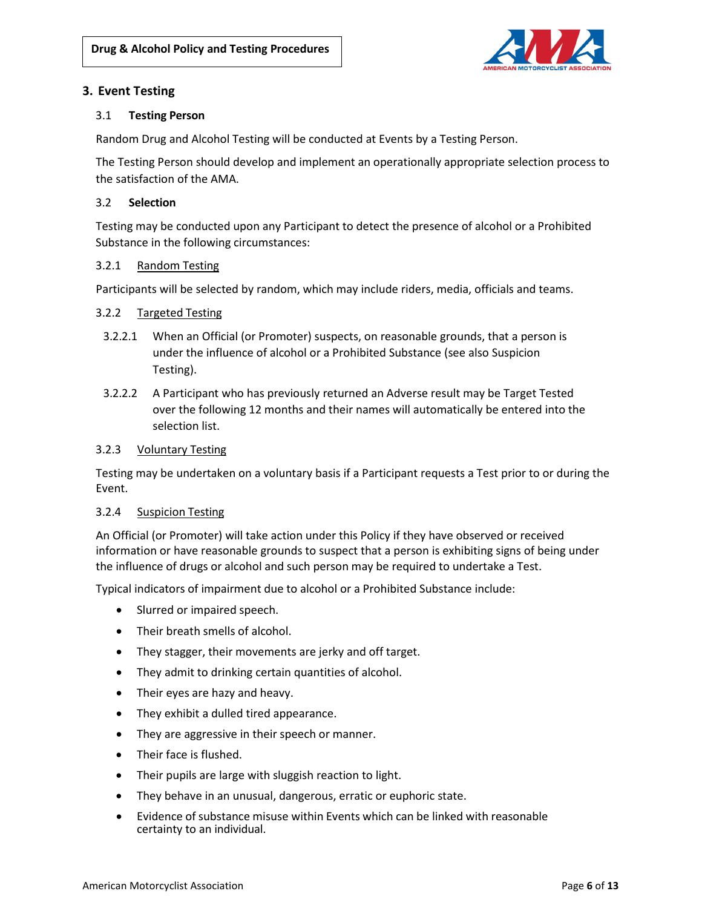## 3. Event Testing

### 3.1 Testing Person

Random Drug and Alcohol Testing will be conducted at Events by a Testing Person.

The Testing Person should develop and implement an operationally appropriate selection process to the satisfaction of the AMA.

### 3.2 Selection

Testing may be conducted upon any Participant to detect the presence of alcohol or a Prohibited Substance in the following circumstances:

#### 3.2.1 Random Testing

Participants will be selected by random, which may include riders, media, officials and teams.

#### 3.2.2 Targeted Testing

3.2.2.1 When an Official (or Promoter) suspects, on reasonable grounds, that a person is under the influence of alcohol or a Prohibited Substance (see also Suspicion Testing).

3.2.2.2 A Participant who has previously returned an Adverse result may be Target Tested over the following 12 months and their names will automatically be entered into the selection list.

#### 3.2.3 Voluntary Testing

Testing may be undertaken on a voluntary basis if a Participant requests a Test prior to or during the Event.

#### 3.2.4 Suspicion Testing

An Official (or Promoter) will take action under this Policy if they have observed or received information or have reasonable grounds to suspect that a person is exhibiting signs of being under the influence of drugs or alcohol and such person may be required to undertake a Test.

Typical indicators of impairment due to alcohol or a Prohibited Substance include:

- Slurred or impaired speech.
- Their breath smells of alcohol.
- They stagger, their movements are jerky and off target.
- They admit to drinking certain quantities of alcohol.
- Their eyes are hazy and heavy.
- They exhibit a dulled tired appearance.
- They are aggressive in their speech or manner.
- Their face is flushed.
- Their pupils are large with sluggish reaction to light.
- They behave in an unusual, dangerous, erratic or euphoric state.
- Evidence of substance misuse within Events which can be linked with reasonable certainty to an individual.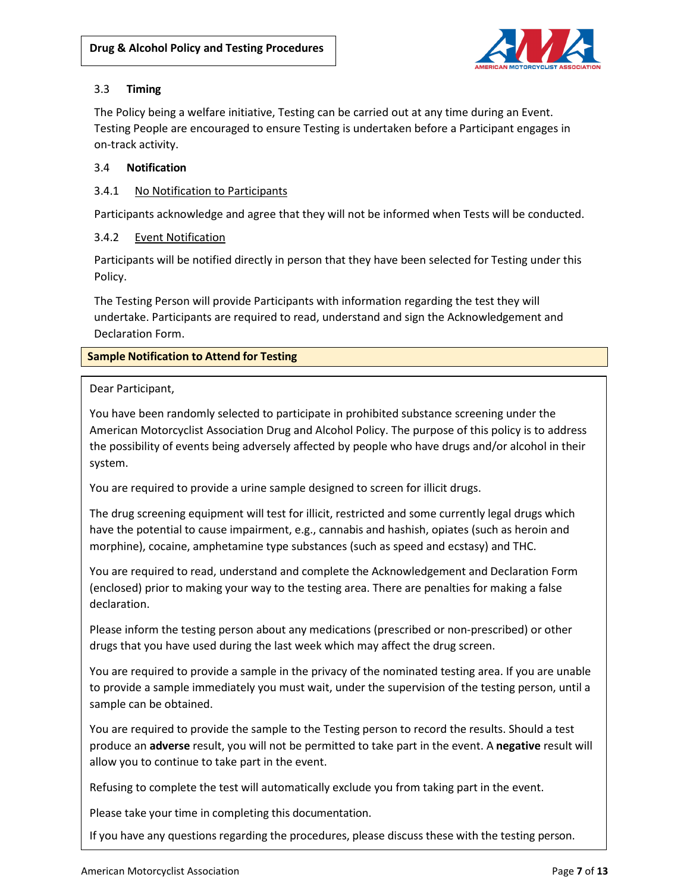### 3.3 Timing

The Policy being a welfare initiative, Testing can be carried out at any time during an Event. Testing People are encouraged to ensure Testing is undertaken before a Participant engages in on-track activity.

### 3.4 Notification

#### 3.4.1 No Notification to Participants

Participants acknowledge and agree that they will not be informed when Tests will be conducted.

#### 3.4.2 Event Notification

Participants will be notified directly in person that they have been selected for Testing under this Policy.

The Testing Person will provide Participants with information regarding the test they will undertake. Participants are required to read, understand and sign the Acknowledgement and Declaration Form.

**Sample Notification to Attend for Testing**

Dear Participant,

You have been randomly selected to participate in prohibited substance screening under the American Motorcyclist Association Drug and Alcohol Policy. The purpose of this policy is to address the possibility of events being adversely affected by people who have drugs and/or alcohol in their system.

You are required to provide a urine sample designed to screen for illicit drugs.

The drug screening equipment will test for illicit, restricted and some currently legal drugs which have the potential to cause impairment, e.g., cannabis and hashish, opiates (such as heroin and morphine), cocaine, amphetamine type substances (such as speed and ecstasy) and THC.

You are required to read, understand and complete the Acknowledgement and Declaration Form (enclosed) prior to making your way to the testing area. There are penalties for making a false declaration.

Please inform the testing person about any medications (prescribed or non-prescribed) or other drugs that you have used during the last week which may affect the drug screen.

You are required to provide a sample in the privacy of the nominated testing area. If you are unable to provide a sample immediately you must wait, under the supervision of the testing person, until a sample can be obtained.

You are required to provide the sample to the Testing person to record the results. Should a test produce an **adverse** result, you will not be permitted to take part in the event. A **negative** result will allow you to continue to take part in the event.

Refusing to complete the test will automatically exclude you from taking part in the event.

Please take your time in completing this documentation.

If you have any questions regarding the procedures, please discuss these with the testing person.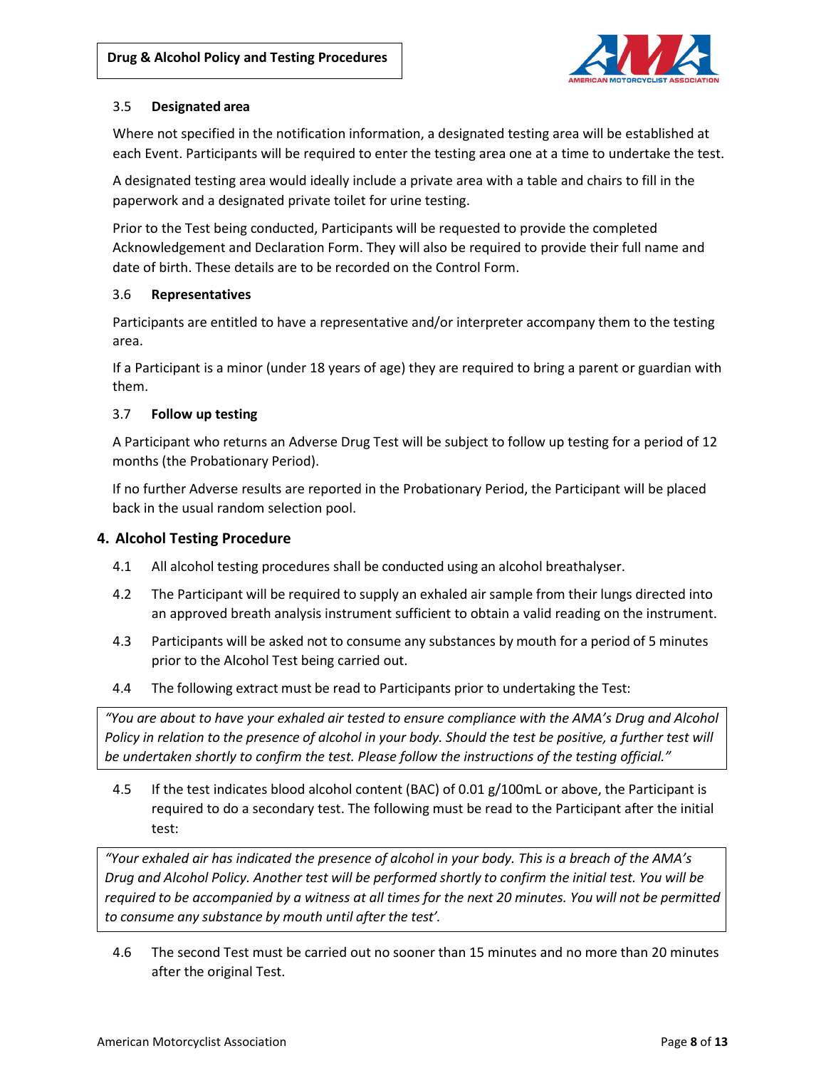3.5 **Designated area**

Where not specified in the notification information, a designated testing area will be established at each Event. Participants will be required to enter the testing area one at a time to undertake the test.

A designated testing area would ideally include a private area with a table and chairs to fill in the paperwork and a designated private toilet for urine testing.

Prior to the Test being conducted, Participants will be requested to provide the completed Acknowledgement and Declaration Form. They will also be required to provide their full name and date of birth. These details are to be recorded on the Control Form.

3.6 **Representatives**

Participants are entitled to have a representative and/or interpreter accompany them to the testing area.

If a Participant is a minor (under 18 years of age) they are required to bring a parent or guardian with them.

3.7 **Follow up testing**

A Participant who returns an Adverse Drug Test will be subject to follow up testing for a period of 12 months (the Probationary Period).

If no further Adverse results are reported in the Probationary Period, the Participant will be placed back in the usual random selection pool.

## 4. Alcohol Testing Procedure

4.1 All alcohol testing procedures shall be conducted using an alcohol breathalyser.

4.2 The Participant will be required to supply an exhaled air sample from their lungs directed into an approved breath analysis instrument sufficient to obtain a valid reading on the instrument.

4.3 Participants will be asked not to consume any substances by mouth for a period of 5 minutes prior to the Alcohol Test being carried out.

4.4 The following extract must be read to Participants prior to undertaking the Test:

> *"You are about to have your exhaled air tested to ensure compliance with the AMA's Drug and Alcohol Policy in relation to the presence of alcohol in your body. Should the test be positive, a further test will be undertaken shortly to confirm the test. Please follow the instructions of the testing official."*

4.5 If the test indicates blood alcohol content (BAC) of 0.01 g/100mL or above, the Participant is required to do a secondary test. The following must be read to the Participant after the initial test:

> *"Your exhaled air has indicated the presence of alcohol in your body. This is a breach of the AMA's Drug and Alcohol Policy. Another test will be performed shortly to confirm the initial test. You will be required to be accompanied by a witness at all times for the next 20 minutes. You will not be permitted to consume any substance by mouth until after the test'.*

4.6 The second Test must be carried out no sooner than 15 minutes and no more than 20 minutes after the original Test.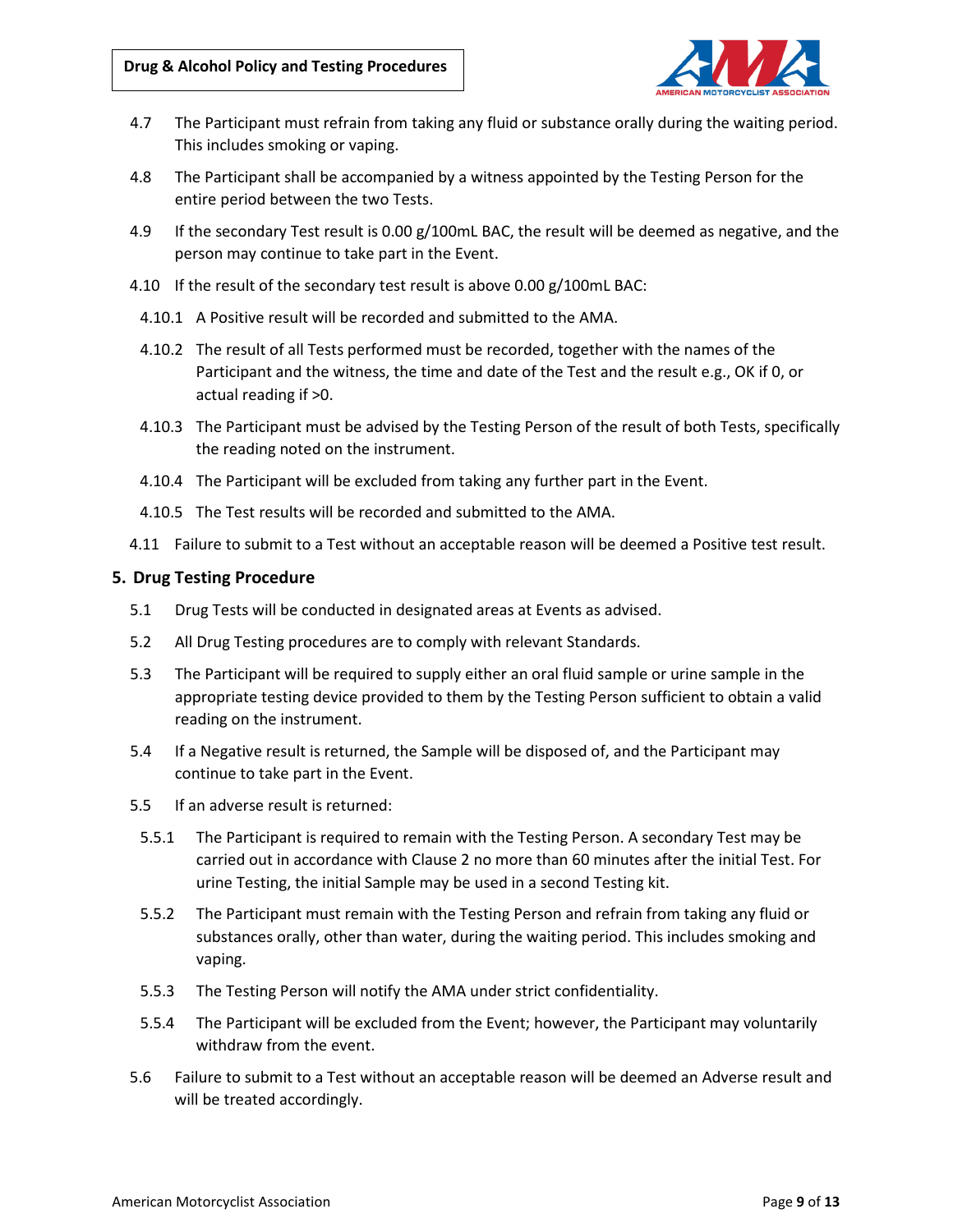4.7 The Participant must refrain from taking any fluid or substance orally during the waiting period. This includes smoking or vaping.

4.8 The Participant shall be accompanied by a witness appointed by the Testing Person for the entire period between the two Tests.

4.9 If the secondary Test result is 0.00 g/100mL BAC, the result will be deemed as negative, and the person may continue to take part in the Event.

4.10 If the result of the secondary test result is above 0.00 g/100mL BAC:

4.10.1 A Positive result will be recorded and submitted to the AMA.

4.10.2 The result of all Tests performed must be recorded, together with the names of the Participant and the witness, the time and date of the Test and the result e.g., OK if 0, or actual reading if >0.

4.10.3 The Participant must be advised by the Testing Person of the result of both Tests, specifically the reading noted on the instrument.

4.10.4 The Participant will be excluded from taking any further part in the Event.

4.10.5 The Test results will be recorded and submitted to the AMA.

4.11 Failure to submit to a Test without an acceptable reason will be deemed a Positive test result.

## 5. Drug Testing Procedure

5.1 Drug Tests will be conducted in designated areas at Events as advised.

5.2 All Drug Testing procedures are to comply with relevant Standards.

5.3 The Participant will be required to supply either an oral fluid sample or urine sample in the appropriate testing device provided to them by the Testing Person sufficient to obtain a valid reading on the instrument.

5.4 If a Negative result is returned, the Sample will be disposed of, and the Participant may continue to take part in the Event.

5.5 If an adverse result is returned:

5.5.1 The Participant is required to remain with the Testing Person. A secondary Test may be carried out in accordance with Clause 2 no more than 60 minutes after the initial Test. For urine Testing, the initial Sample may be used in a second Testing kit.

5.5.2 The Participant must remain with the Testing Person and refrain from taking any fluid or substances orally, other than water, during the waiting period. This includes smoking and vaping.

5.5.3 The Testing Person will notify the AMA under strict confidentiality.

5.5.4 The Participant will be excluded from the Event; however, the Participant may voluntarily withdraw from the event.

5.6 Failure to submit to a Test without an acceptable reason will be deemed an Adverse result and will be treated accordingly.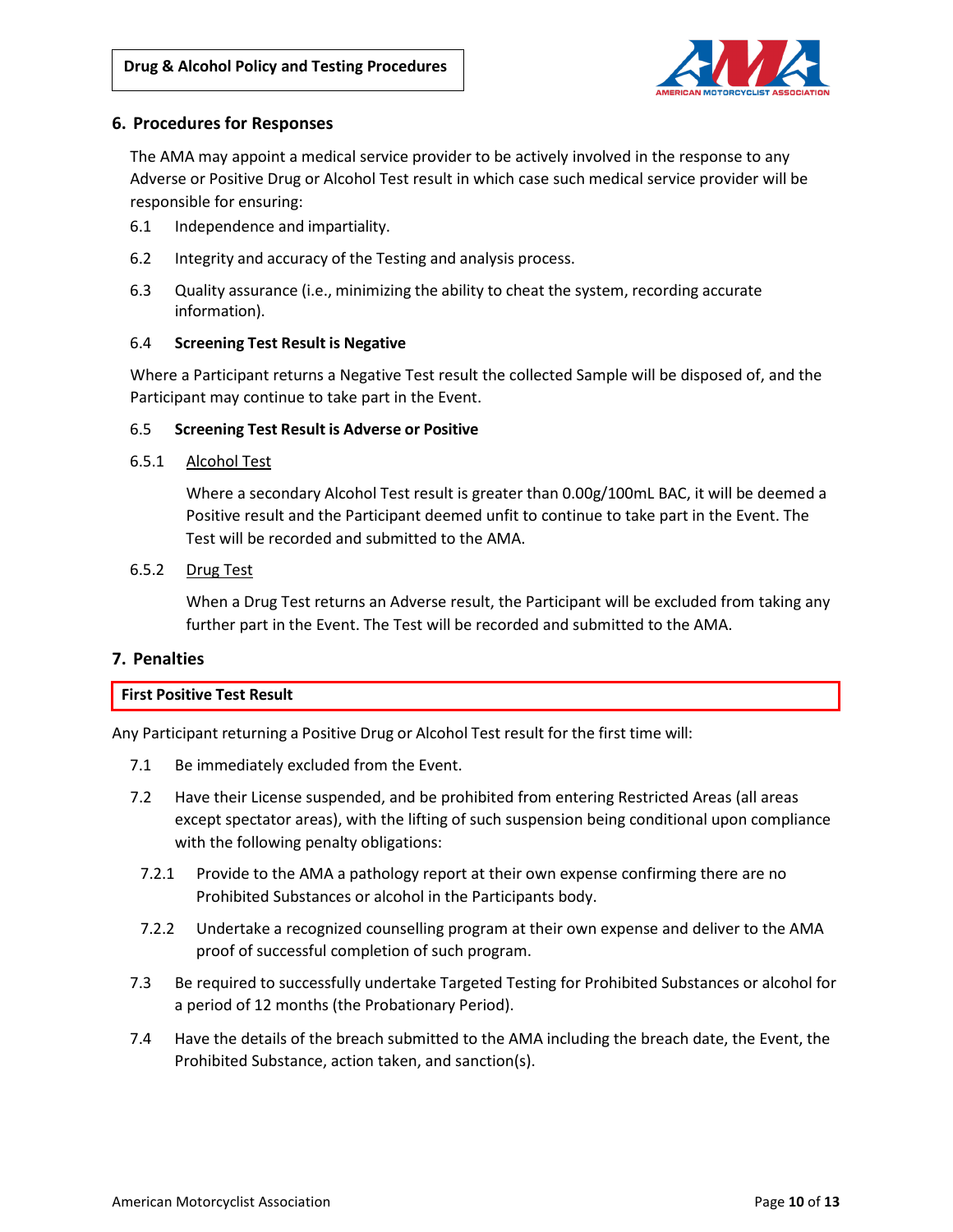## 6. Procedures for Responses

The AMA may appoint a medical service provider to be actively involved in the response to any Adverse or Positive Drug or Alcohol Test result in which case such medical service provider will be responsible for ensuring:

6.1 Independence and impartiality.

6.2 Integrity and accuracy of the Testing and analysis process.

6.3 Quality assurance (i.e., minimizing the ability to cheat the system, recording accurate information).

6.4 **Screening Test Result is Negative**

Where a Participant returns a Negative Test result the collected Sample will be disposed of, and the Participant may continue to take part in the Event.

6.5 **Screening Test Result is Adverse or Positive**

6.5.1 Alcohol Test

Where a secondary Alcohol Test result is greater than 0.00g/100mL BAC, it will be deemed a Positive result and the Participant deemed unfit to continue to take part in the Event. The Test will be recorded and submitted to the AMA.

6.5.2 Drug Test

When a Drug Test returns an Adverse result, the Participant will be excluded from taking any further part in the Event. The Test will be recorded and submitted to the AMA.

## 7. Penalties

**First Positive Test Result**

Any Participant returning a Positive Drug or Alcohol Test result for the first time will:

7.1 Be immediately excluded from the Event.

7.2 Have their License suspended, and be prohibited from entering Restricted Areas (all areas except spectator areas), with the lifting of such suspension being conditional upon compliance with the following penalty obligations:

7.2.1 Provide to the AMA a pathology report at their own expense confirming there are no Prohibited Substances or alcohol in the Participants body.

7.2.2 Undertake a recognized counselling program at their own expense and deliver to the AMA proof of successful completion of such program.

7.3 Be required to successfully undertake Targeted Testing for Prohibited Substances or alcohol for a period of 12 months (the Probationary Period).

7.4 Have the details of the breach submitted to the AMA including the breach date, the Event, the Prohibited Substance, action taken, and sanction(s).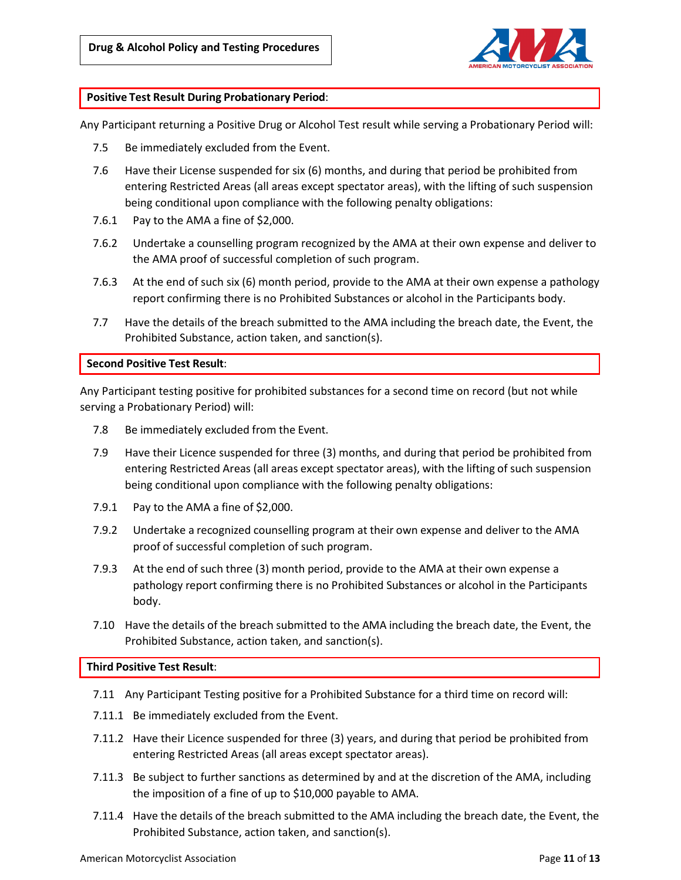**Positive Test Result During Probationary Period**:

Any Participant returning a Positive Drug or Alcohol Test result while serving a Probationary Period will:

7.5 Be immediately excluded from the Event.

7.6 Have their License suspended for six (6) months, and during that period be prohibited from entering Restricted Areas (all areas except spectator areas), with the lifting of such suspension being conditional upon compliance with the following penalty obligations:

7.6.1 Pay to the AMA a fine of $2,000.

7.6.2 Undertake a counselling program recognized by the AMA at their own expense and deliver to the AMA proof of successful completion of such program.

7.6.3 At the end of such six (6) month period, provide to the AMA at their own expense a pathology report confirming there is no Prohibited Substances or alcohol in the Participants body.

7.7 Have the details of the breach submitted to the AMA including the breach date, the Event, the Prohibited Substance, action taken, and sanction(s).

**Second Positive Test Result**:

Any Participant testing positive for prohibited substances for a second time on record (but not while serving a Probationary Period) will:

7.8 Be immediately excluded from the Event.

7.9 Have their Licence suspended for three (3) months, and during that period be prohibited from entering Restricted Areas (all areas except spectator areas), with the lifting of such suspension being conditional upon compliance with the following penalty obligations:

7.9.1 Pay to the AMA a fine of $2,000.

7.9.2 Undertake a recognized counselling program at their own expense and deliver to the AMA proof of successful completion of such program.

7.9.3 At the end of such three (3) month period, provide to the AMA at their own expense a pathology report confirming there is no Prohibited Substances or alcohol in the Participants body.

7.10 Have the details of the breach submitted to the AMA including the breach date, the Event, the Prohibited Substance, action taken, and sanction(s).

**Third Positive Test Result**:

7.11 Any Participant Testing positive for a Prohibited Substance for a third time on record will:

7.11.1 Be immediately excluded from the Event.

7.11.2 Have their Licence suspended for three (3) years, and during that period be prohibited from entering Restricted Areas (all areas except spectator areas).

7.11.3 Be subject to further sanctions as determined by and at the discretion of the AMA, including the imposition of a fine of up to $10,000 payable to AMA.

7.11.4 Have the details of the breach submitted to the AMA including the breach date, the Event, the Prohibited Substance, action taken, and sanction(s).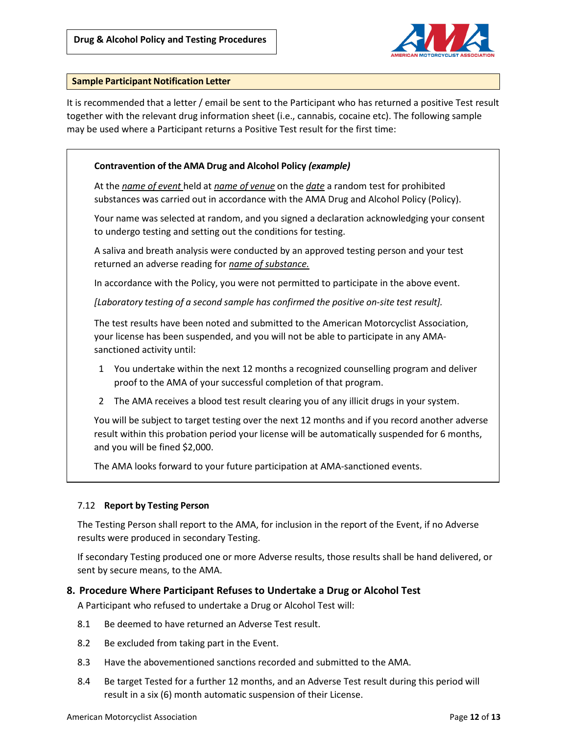### Sample Participant Notification Letter

It is recommended that a letter / email be sent to the Participant who has returned a positive Test result together with the relevant drug information sheet (i.e., cannabis, cocaine etc). The following sample may be used where a Participant returns a Positive Test result for the first time:

> **Contravention of the AMA Drug and Alcohol Policy *(example)***
>
> At the ***name of event*** held at ***name of venue*** on the ***date*** a random test for prohibited substances was carried out in accordance with the AMA Drug and Alcohol Policy (Policy).
>
> Your name was selected at random, and you signed a declaration acknowledging your consent to undergo testing and setting out the conditions for testing.
>
> A saliva and breath analysis were conducted by an approved testing person and your test returned an adverse reading for ***name of substance.***
>
> In accordance with the Policy, you were not permitted to participate in the above event.
>
> *[Laboratory testing of a second sample has confirmed the positive on-site test result].*
>
> The test results have been noted and submitted to the American Motorcyclist Association, your license has been suspended, and you will not be able to participate in any AMA-sanctioned activity until:
>
> 1. You undertake within the next 12 months a recognized counselling program and deliver proof to the AMA of your successful completion of that program.
> 2. The AMA receives a blood test result clearing you of any illicit drugs in your system.
>
> You will be subject to target testing over the next 12 months and if you record another adverse result within this probation period your license will be automatically suspended for 6 months, and you will be fined $2,000.
>
> The AMA looks forward to your future participation at AMA-sanctioned events.

#### 7.12 Report by Testing Person

The Testing Person shall report to the AMA, for inclusion in the report of the Event, if no Adverse results were produced in secondary Testing.

If secondary Testing produced one or more Adverse results, those results shall be hand delivered, or sent by secure means, to the AMA.

## 8. Procedure Where Participant Refuses to Undertake a Drug or Alcohol Test

A Participant who refused to undertake a Drug or Alcohol Test will:

8.1 Be deemed to have returned an Adverse Test result.

8.2 Be excluded from taking part in the Event.

8.3 Have the abovementioned sanctions recorded and submitted to the AMA.

8.4 Be target Tested for a further 12 months, and an Adverse Test result during this period will result in a six (6) month automatic suspension of their License.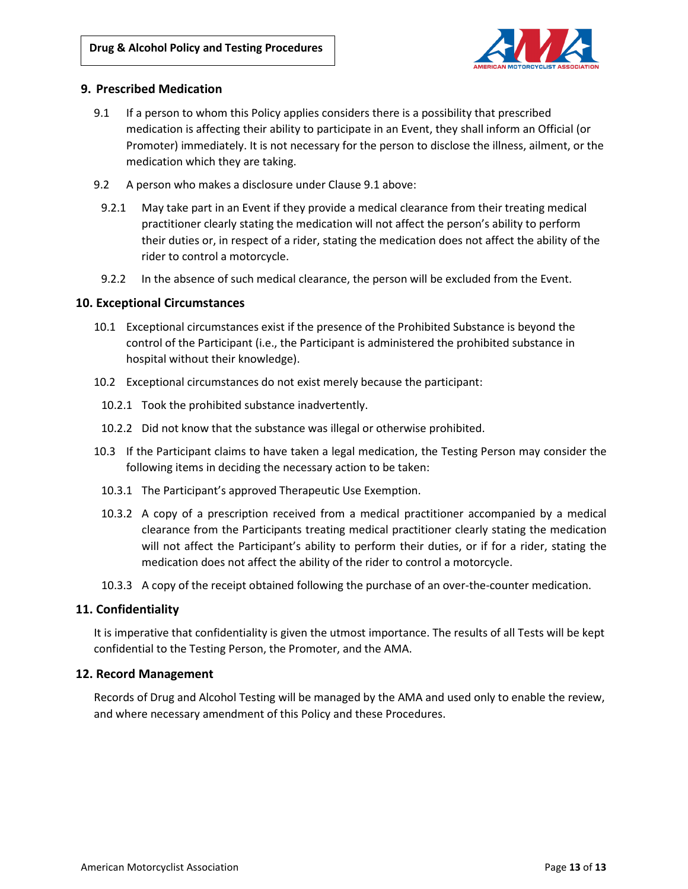## 9. Prescribed Medication

9.1 If a person to whom this Policy applies considers there is a possibility that prescribed medication is affecting their ability to participate in an Event, they shall inform an Official (or Promoter) immediately. It is not necessary for the person to disclose the illness, ailment, or the medication which they are taking.

9.2 A person who makes a disclosure under Clause 9.1 above:

9.2.1 May take part in an Event if they provide a medical clearance from their treating medical practitioner clearly stating the medication will not affect the person's ability to perform their duties or, in respect of a rider, stating the medication does not affect the ability of the rider to control a motorcycle.

9.2.2 In the absence of such medical clearance, the person will be excluded from the Event.

## 10. Exceptional Circumstances

10.1 Exceptional circumstances exist if the presence of the Prohibited Substance is beyond the control of the Participant (i.e., the Participant is administered the prohibited substance in hospital without their knowledge).

10.2 Exceptional circumstances do not exist merely because the participant:

10.2.1 Took the prohibited substance inadvertently.

10.2.2 Did not know that the substance was illegal or otherwise prohibited.

10.3 If the Participant claims to have taken a legal medication, the Testing Person may consider the following items in deciding the necessary action to be taken:

10.3.1 The Participant's approved Therapeutic Use Exemption.

10.3.2 A copy of a prescription received from a medical practitioner accompanied by a medical clearance from the Participants treating medical practitioner clearly stating the medication will not affect the Participant's ability to perform their duties, or if for a rider, stating the medication does not affect the ability of the rider to control a motorcycle.

10.3.3 A copy of the receipt obtained following the purchase of an over-the-counter medication.

## 11. Confidentiality

It is imperative that confidentiality is given the utmost importance. The results of all Tests will be kept confidential to the Testing Person, the Promoter, and the AMA.

## 12. Record Management

Records of Drug and Alcohol Testing will be managed by the AMA and used only to enable the review, and where necessary amendment of this Policy and these Procedures.